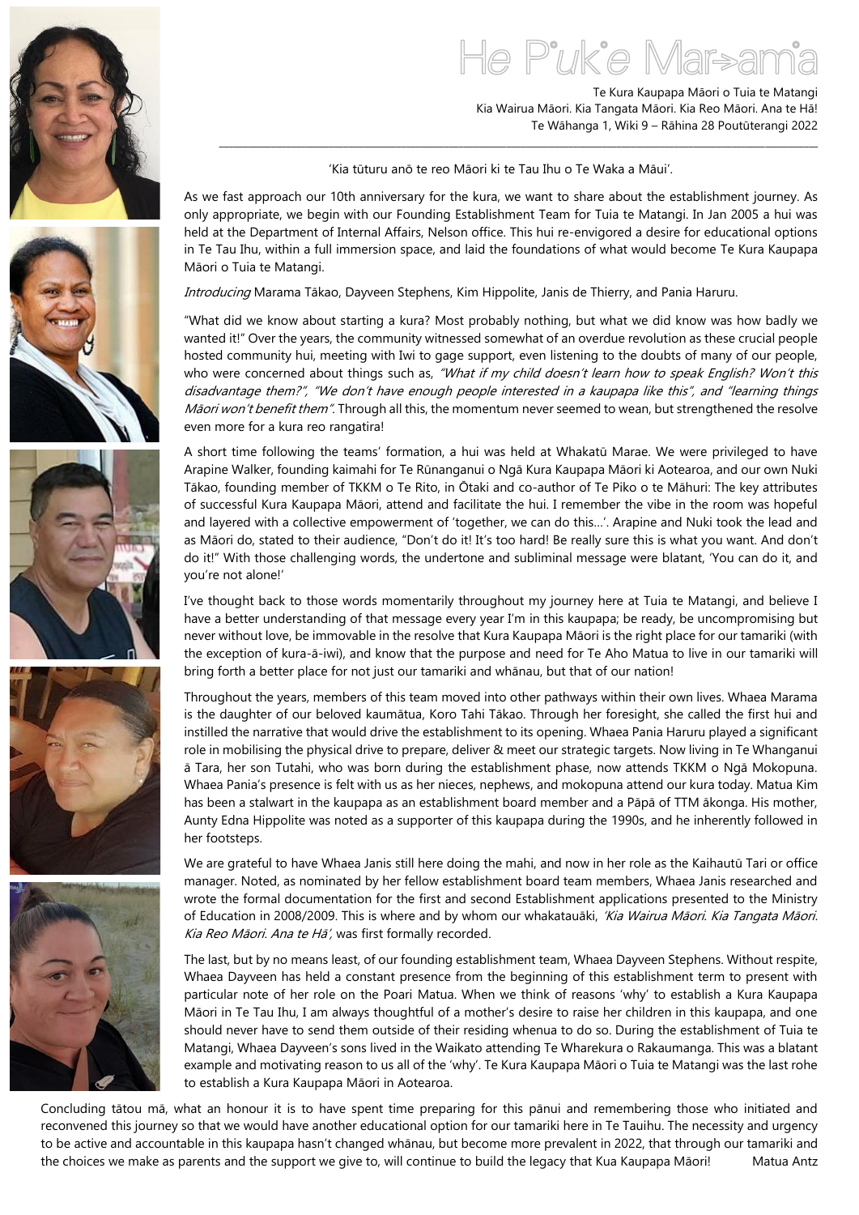# He Pukapuka Marama

Te Kura Kaupapa Māori o Tuia te Matangi
Kia Wairua Māori. Kia Tangata Māori. Kia Reo Māori. Ana te Hā!
Te Wāhanga 1, Wiki 9 – Rāhina 28 Poutūterangi 2022

'Kia tūturu anō te reo Māori ki te Tau Ihu o Te Waka a Māui'.

As we fast approach our 10th anniversary for the kura, we want to share about the establishment journey. As only appropriate, we begin with our Founding Establishment Team for Tuia te Matangi. In Jan 2005 a hui was held at the Department of Internal Affairs, Nelson office. This hui re-envigored a desire for educational options in Te Tau Ihu, within a full immersion space, and laid the foundations of what would become Te Kura Kaupapa Māori o Tuia te Matangi.

*Introducing* Marama Tākao, Dayveen Stephens, Kim Hippolite, Janis de Thierry, and Pania Haruru.

"What did we know about starting a kura? Most probably nothing, but what we did know was how badly we wanted it!" Over the years, the community witnessed somewhat of an overdue revolution as these crucial people hosted community hui, meeting with Iwi to gage support, even listening to the doubts of many of our people, who were concerned about things such as, *"What if my child doesn't learn how to speak English? Won't this disadvantage them?", "We don't have enough people interested in a kaupapa like this", and "learning things Māori won't benefit them".* Through all this, the momentum never seemed to wean, but strengthened the resolve even more for a kura reo rangatira!

A short time following the teams' formation, a hui was held at Whakatū Marae. We were privileged to have Arapine Walker, founding kaimahi for Te Rūnanganui o Ngā Kura Kaupapa Māori ki Aotearoa, and our own Nuki Tākao, founding member of TKKM o Te Rito, in Ōtaki and co-author of Te Piko o te Māhuri: The key attributes of successful Kura Kaupapa Māori, attend and facilitate the hui. I remember the vibe in the room was hopeful and layered with a collective empowerment of 'together, we can do this…'. Arapine and Nuki took the lead and as Māori do, stated to their audience, "Don't do it! It's too hard! Be really sure this is what you want. And don't do it!" With those challenging words, the undertone and subliminal message were blatant, 'You can do it, and you're not alone!'

I've thought back to those words momentarily throughout my journey here at Tuia te Matangi, and believe I have a better understanding of that message every year I'm in this kaupapa; be ready, be uncompromising but never without love, be immovable in the resolve that Kura Kaupapa Māori is the right place for our tamariki (with the exception of kura-ā-iwi), and know that the purpose and need for Te Aho Matua to live in our tamariki will bring forth a better place for not just our tamariki and whānau, but that of our nation!

Throughout the years, members of this team moved into other pathways within their own lives. Whaea Marama is the daughter of our beloved kaumātua, Koro Tahi Tākao. Through her foresight, she called the first hui and instilled the narrative that would drive the establishment to its opening. Whaea Pania Haruru played a significant role in mobilising the physical drive to prepare, deliver & meet our strategic targets. Now living in Te Whanganui ā Tara, her son Tutahi, who was born during the establishment phase, now attends TKKM o Ngā Mokopuna. Whaea Pania's presence is felt with us as her nieces, nephews, and mokopuna attend our kura today. Matua Kim has been a stalwart in the kaupapa as an establishment board member and a Pāpā of TTM ākonga. His mother, Aunty Edna Hippolite was noted as a supporter of this kaupapa during the 1990s, and he inherently followed in her footsteps.

We are grateful to have Whaea Janis still here doing the mahi, and now in her role as the Kaihautū Tari or office manager. Noted, as nominated by her fellow establishment board team members, Whaea Janis researched and wrote the formal documentation for the first and second Establishment applications presented to the Ministry of Education in 2008/2009. This is where and by whom our whakatauāki, *'Kia Wairua Māori. Kia Tangata Māori. Kia Reo Māori. Ana te Hā',* was first formally recorded.

The last, but by no means least, of our founding establishment team, Whaea Dayveen Stephens. Without respite, Whaea Dayveen has held a constant presence from the beginning of this establishment term to present with particular note of her role on the Poari Matua. When we think of reasons 'why' to establish a Kura Kaupapa Māori in Te Tau Ihu, I am always thoughtful of a mother's desire to raise her children in this kaupapa, and one should never have to send them outside of their residing whenua to do so. During the establishment of Tuia te Matangi, Whaea Dayveen's sons lived in the Waikato attending Te Wharekura o Rakaumanga. This was a blatant example and motivating reason to us all of the 'why'. Te Kura Kaupapa Māori o Tuia te Matangi was the last rohe to establish a Kura Kaupapa Māori in Aotearoa.

Concluding tātou mā, what an honour it is to have spent time preparing for this pānui and remembering those who initiated and reconvened this journey so that we would have another educational option for our tamariki here in Te Tauihu. The necessity and urgency to be active and accountable in this kaupapa hasn't changed whānau, but become more prevalent in 2022, that through our tamariki and the choices we make as parents and the support we give to, will continue to build the legacy that Kua Kaupapa Māori! Matua Antz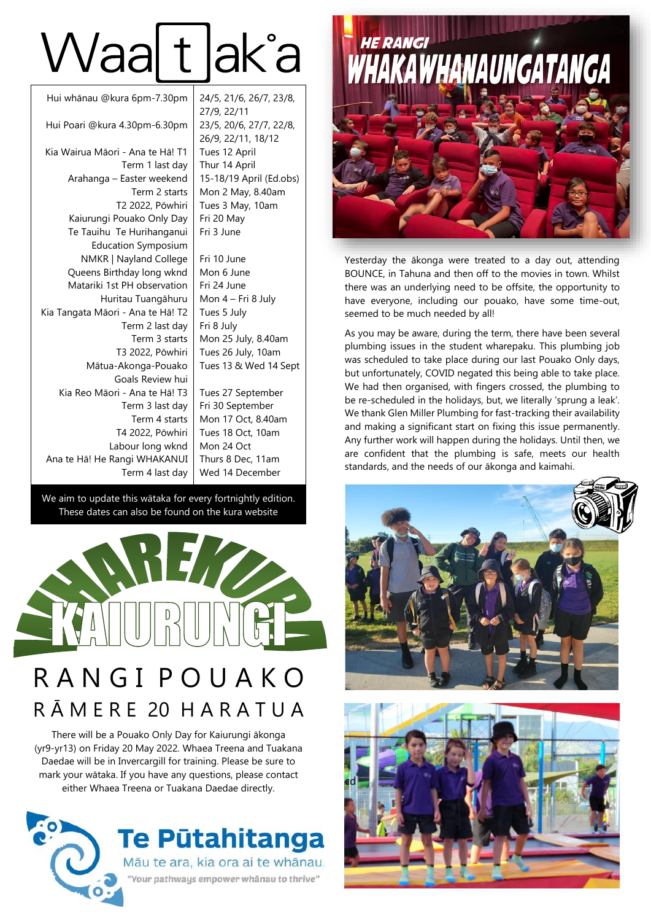# Waatakā

| | |
|---|---|
| Hui whānau @kura 6pm-7.30pm | 24/5, 21/6, 26/7, 23/8, 27/9, 22/11 |
| Hui Poari @kura 4.30pm-6.30pm | 23/5, 20/6, 27/7, 22/8, 26/9, 22/11, 18/12 |
| Kia Wairua Māori - Ana te Hā! T1 | Tues 12 April |
| Term 1 last day | Thur 14 April |
| Arahanga – Easter weekend | 15-18/19 April (Ed.obs) |
| Term 2 starts | Mon 2 May, 8.40am |
| T2 2022, Pōwhiri | Tues 3 May, 10am |
| Kaiurungi Pouako Only Day | Fri 20 May |
| Te Tauihu Te Hurihanganui Education Symposium | Fri 3 June |
| NMKR \| Nayland College | Fri 10 June |
| Queens Birthday long wknd | Mon 6 June |
| Matariki 1st PH observation | Fri 24 June |
| Huritau Tuangāhuru | Mon 4 – Fri 8 July |
| Kia Tangata Māori - Ana te Hā! T2 | Tues 5 July |
| Term 2 last day | Fri 8 July |
| Term 3 starts | Mon 25 July, 8.40am |
| T3 2022, Pōwhiri | Tues 26 July, 10am |
| Mātua-Akonga-Pouako Goals Review hui | Tues 13 & Wed 14 Sept |
| Kia Reo Māori - Ana te Hā! T3 | Tues 27 September |
| Term 3 last day | Fri 30 September |
| Term 4 starts | Mon 17 Oct, 8.40am |
| T4 2022, Pōwhiri | Tues 18 Oct, 10am |
| Labour long wknd | Mon 24 Oct |
| Ana te Hā! He Rangi WHAKANUI | Thurs 8 Dec, 11am |
| Term 4 last day | Wed 14 December |

We aim to update this wātaka for every fortnightly edition. These dates can also be found on the kura website

## WHAREKURA KAIURUNGI

## RANGI POUAKO

### RĀMERE 20 HARATUA

There will be a Pouako Only Day for Kaiurungi ākonga (yr9-yr13) on Friday 20 May 2022. Whaea Treena and Tuakana Daedae will be in Invercargill for training. Please be sure to mark your wātaka. If you have any questions, please contact either Whaea Treena or Tuakana Daedae directly.

**Te Pūtahitanga**
Māu te ara, kia ora ai te whānau.
"Your pathways empower whānau to thrive"

## HE RANGI WHAKAWHANAUNGATANGA

Yesterday the ākonga were treated to a day out, attending BOUNCE, in Tahuna and then off to the movies in town. Whilst there was an underlying need to be offsite, the opportunity to have everyone, including our pouako, have some time-out, seemed to be much needed by all!

As you may be aware, during the term, there have been several plumbing issues in the student wharepaku. This plumbing job was scheduled to take place during our last Pouako Only days, but unfortunately, COVID negated this being able to take place. We had then organised, with fingers crossed, the plumbing to be re-scheduled in the holidays, but, we literally 'sprung a leak'. We thank Glen Miller Plumbing for fast-tracking their availability and making a significant start on fixing this issue permanently. Any further work will happen during the holidays. Until then, we are confident that the plumbing is safe, meets our health standards, and the needs of our ākonga and kaimahi.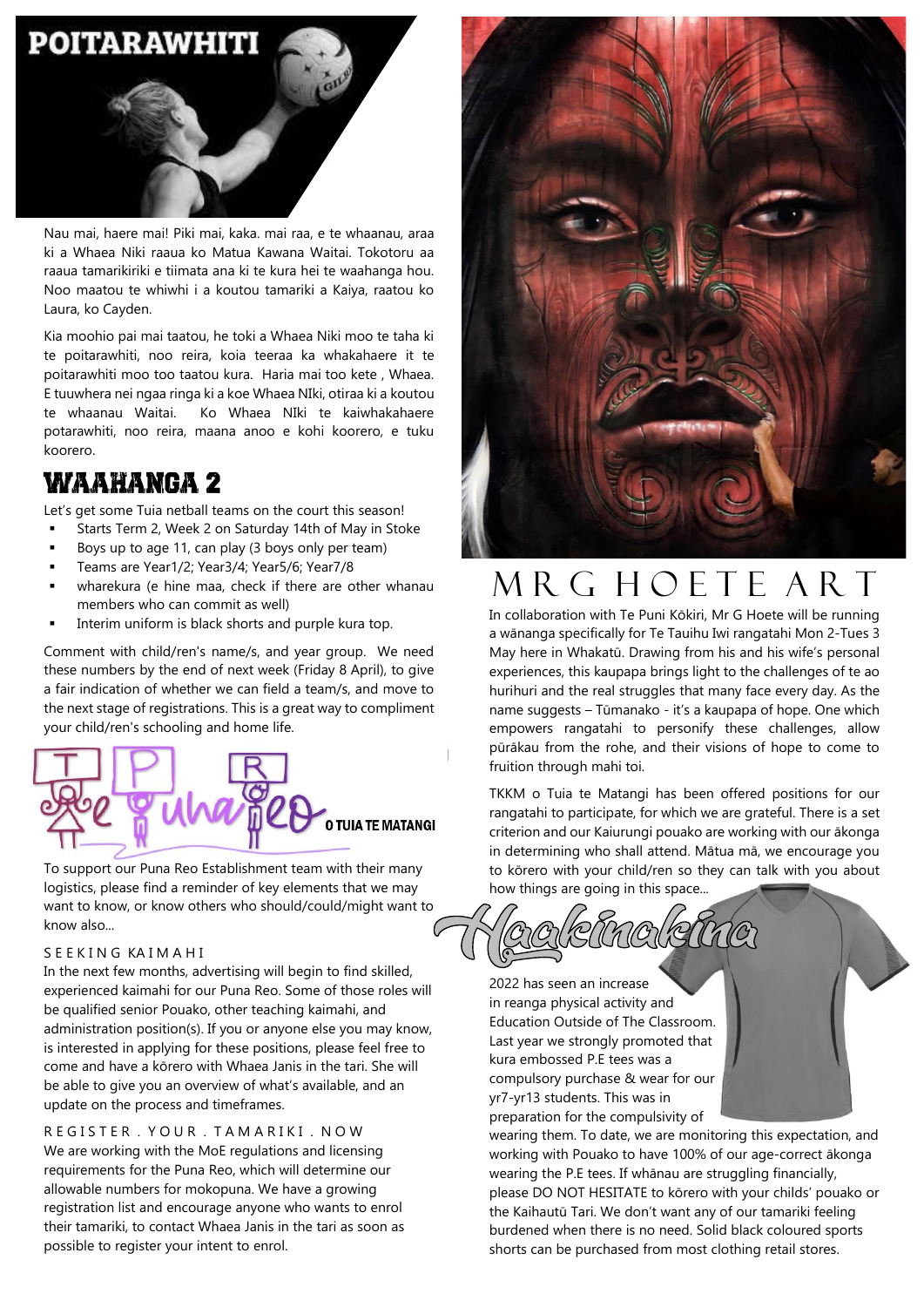# POITARAWHITI

Nau mai, haere mai! Piki mai, kaka. mai raa, e te whaanau, araa ki a Whaea Niki raaua ko Matua Kawana Waitai. Tokotoru aa raaua tamarikiriki e tiimata ana ki te kura hei te waahanga hou. Noo maatou te whiwhi i a koutou tamariki a Kaiya, raatou ko Laura, ko Cayden.

Kia moohio pai mai taatou, he toki a Whaea Niki moo te taha ki te poitarawhiti, noo reira, koia teeraa ka whakahaere it te poitarawhiti moo too taatou kura. Haria mai too kete , Whaea. E tuuwhera nei ngaa ringa ki a koe Whaea NIki, otiraa ki a koutou te whaanau Waitai. Ko Whaea NIki te kaiwhakahaere potarawhiti, noo reira, maana anoo e kohi koorero, e tuku koorero.

## WAAHANGA 2

Let's get some Tuia netball teams on the court this season!

- Starts Term 2, Week 2 on Saturday 14th of May in Stoke
- Boys up to age 11, can play (3 boys only per team)
- Teams are Year1/2; Year3/4; Year5/6; Year7/8
- wharekura (e hine maa, check if there are other whanau members who can commit as well)
- Interim uniform is black shorts and purple kura top.

Comment with child/ren's name/s, and year group. We need these numbers by the end of next week (Friday 8 April), to give a fair indication of whether we can field a team/s, and move to the next stage of registrations. This is a great way to compliment your child/ren's schooling and home life.

## Te Puna Reo o Tuia te Matangi

To support our Puna Reo Establishment team with their many logistics, please find a reminder of key elements that we may want to know, or know others who should/could/might want to know also...

### SEEKING KAIMAHI

In the next few months, advertising will begin to find skilled, experienced kaimahi for our Puna Reo. Some of those roles will be qualified senior Pouako, other teaching kaimahi, and administration position(s). If you or anyone else you may know, is interested in applying for these positions, please feel free to come and have a kōrero with Whaea Janis in the tari. She will be able to give you an overview of what's available, and an update on the process and timeframes.

### REGISTER . YOUR . TAMARIKI . NOW

We are working with the MoE regulations and licensing requirements for the Puna Reo, which will determine our allowable numbers for mokopuna. We have a growing registration list and encourage anyone who wants to enrol their tamariki, to contact Whaea Janis in the tari as soon as possible to register your intent to enrol.

# MR G HOETE ART

In collaboration with Te Puni Kōkiri, Mr G Hoete will be running a wānanga specifically for Te Tauihu Iwi rangatahi Mon 2-Tues 3 May here in Whakatū. Drawing from his and his wife's personal experiences, this kaupapa brings light to the challenges of te ao hurihuri and the real struggles that many face every day. As the name suggests – Tūmanako - it's a kaupapa of hope. One which empowers rangatahi to personify these challenges, allow pūrākau from the rohe, and their visions of hope to come to fruition through mahi toi.

TKKM o Tuia te Matangi has been offered positions for our rangatahi to participate, for which we are grateful. There is a set criterion and our Kaiurungi pouako are working with our ākonga in determining who shall attend. Mātua mā, we encourage you to kōrero with your child/ren so they can talk with you about how things are going in this space...

## Haakinakina

2022 has seen an increase in reanga physical activity and Education Outside of The Classroom. Last year we strongly promoted that kura embossed P.E tees was a compulsory purchase & wear for our yr7-yr13 students. This was in preparation for the compulsivity of wearing them. To date, we are monitoring this expectation, and working with Pouako to have 100% of our age-correct ākonga wearing the P.E tees. If whānau are struggling financially, please DO NOT HESITATE to kōrero with your childs' pouako or the Kaihautū Tari. We don't want any of our tamariki feeling burdened when there is no need. Solid black coloured sports shorts can be purchased from most clothing retail stores.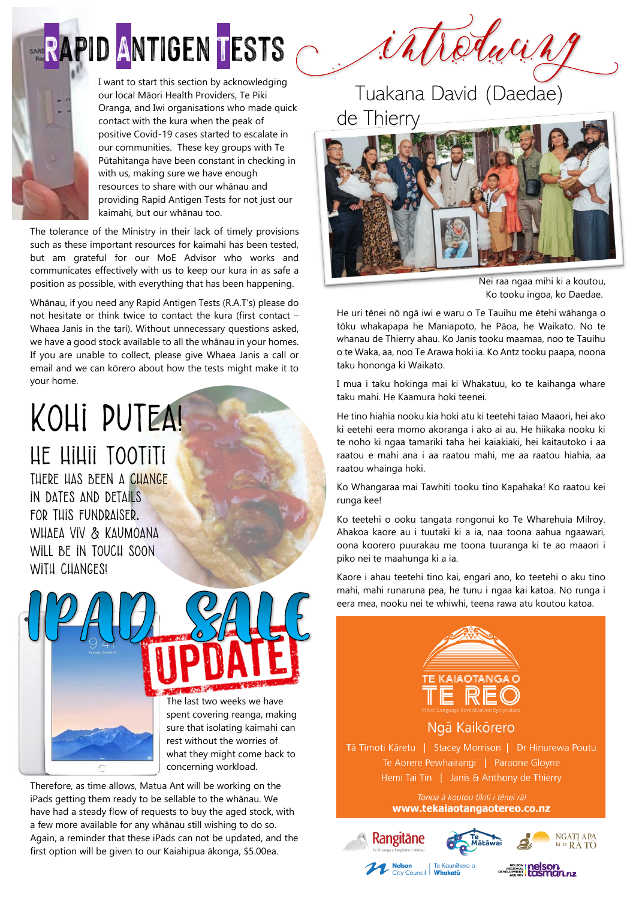# RAPID ANTIGEN TESTS

I want to start this section by acknowledging our local Māori Health Providers, Te Piki Oranga, and Iwi organisations who made quick contact with the kura when the peak of positive Covid-19 cases started to escalate in our communities. These key groups with Te Pūtahitanga have been constant in checking in with us, making sure we have enough resources to share with our whānau and providing Rapid Antigen Tests for not just our kaimahi, but our whānau too.

The tolerance of the Ministry in their lack of timely provisions such as these important resources for kaimahi has been tested, but am grateful for our MoE Advisor who works and communicates effectively with us to keep our kura in as safe a position as possible, with everything that has been happening.

Whānau, if you need any Rapid Antigen Tests (R.A.T's) please do not hesitate or think twice to contact the kura (first contact – Whaea Janis in the tari). Without unnecessary questions asked, we have a good stock available to all the whānau in your homes. If you are unable to collect, please give Whaea Janis a call or email and we can kōrero about how the tests might make it to your home.

# KOHI PUTEA!

## HE HIHII TOOTITI

THERE HAS BEEN A CHANGE IN DATES AND DETAILS FOR THIS FUNDRAISER. WHAEA VIV & KAUMOANA WILL BE IN TOUCH SOON WITH CHANGES!

# IPAD SALE UPDATE

The last two weeks we have spent covering reanga, making sure that isolating kaimahi can rest without the worries of what they might come back to concerning workload.

Therefore, as time allows, Matua Ant will be working on the iPads getting them ready to be sellable to the whānau. We have had a steady flow of requests to buy the aged stock, with a few more available for any whānau still wishing to do so. Again, a reminder that these iPads can not be updated, and the first option will be given to our Kaiahipua ākonga, $5.00ea.

# *introducing*

## Tuakana David (Daedae) de Thierry

Nei raa ngaa mihi ki a koutou,
Ko tooku ingoa, ko Daedae.

He uri tēnei nō ngā iwi e waru o Te Tauihu me ētehi wāhanga o tōku whakapapa he Maniapoto, he Pāoa, he Waikato. No te whanau de Thierry ahau. Ko Janis tooku maamaa, noo te Tauihu o te Waka, aa, noo Te Arawa hoki ia. Ko Antz tooku paapa, noona taku hononga ki Waikato.

I mua i taku hokinga mai ki Whakatuu, ko te kaihanga whare taku mahi. He Kaamura hoki teenei.

He tino hiahia nooku kia hoki atu ki teetehi taiao Maaori, hei ako ki eetehi eera momo akoranga i ako ai au. He hiikaka nooku ki te noho ki ngaa tamariki taha hei kaiakiaki, hei kaitautoko i aa raatou e mahi ana i aa raatou mahi, me aa raatou hiahia, aa raatou whainga hoki.

Ko Whangaraa mai Tawhiti tooku tino Kapahaka! Ko raatou kei runga kee!

Ko teetehi o ooku tangata rongonui ko Te Wharehuia Milroy. Ahakoa kaore au i tuutaki ki a ia, naa toona aahua ngaawari, oona koorero puurakau me toona tuuranga ki te ao maaori i piko nei te maahunga ki a ia.

Kaore i ahau teetehi tino kai, engari ano, ko teetehi o aku tino mahi, mahi runaruna pea, he tunu i ngaa kai katoa. No runga i eera mea, nooku nei te whiwhi, teena rawa atu koutou katoa.

TE KAIAOTANGA O TE REO
Māori Language Revitalisation Symposium

Ngā Kaikōrero

Tā Timoti Kāretu | Stacey Morrison | Dr Hinurewa Poutu
Te Aorere Pewhairangi | Paraone Gloyne
Hemi Tai Tin | Janis & Anthony de Thierry

*Tonoa ā koutou tīkiti i tēnei rā!*
**www.tekaiaotangaotereo.co.nz**

Rangitāne | Te Mātāwai | Ngāti Apa ki te Rā Tō | Nelson City Council Te Kaunihera o Whakatū | Nelson Regional Development Agency | nelsontasman.nz